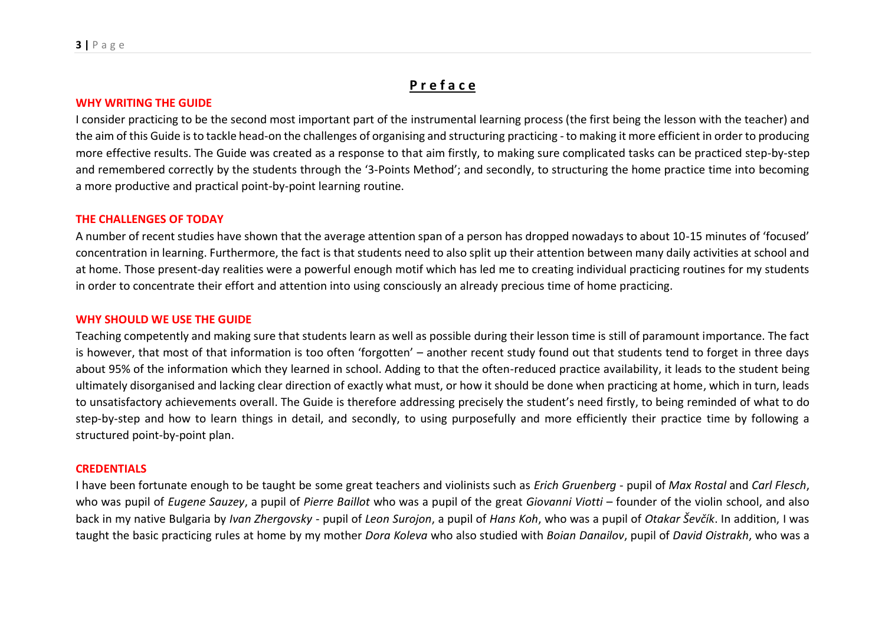# **Preface**

## WHY WRITING THE GUIDE

I consider practicing to be the second most important part of the instrumental learning process (the first being the lesson with the teacher) and the aim of this Guide is to tackle head-on the challenges of organising and structuring practicing - to making it more efficient in order to producing more effective results. The Guide was created as a response to that aim firstly, to making sure complicated tasks can be practiced step-by-step and remembered correctly by the students through the '3-Points Method'; and secondly, to structuring the home practice time into becoming a more productive and practical point-by-point learning routine.

## THE CHALLENGES OF TODAY

A number of recent studies have shown that the average attention span of a person has dropped nowadays to about 10-15 minutes of 'focused' concentration in learning. Furthermore, the fact is that students need to also split up their attention between many daily activities at school and at home. Those present-day realities were a powerful enough motif which has led me to creating individual practicing routines for my students in order to concentrate their effort and attention into using consciously an already precious time of home practicing.

## WHY SHOULD WE USE THE GUIDE

Teaching competently and making sure that students learn as well as possible during their lesson time is still of paramount importance. The fact is however, that most of that information is too often 'forgotten' – another recent study found out that students tend to forget in three days about 95% of the information which they learned in school. Adding to that the often-reduced practice availability, it leads to the student being ultimately disorganised and lacking clear direction of exactly what must, or how it should be done when practicing at home, which in turn, leads to unsatisfactory achievements overall. The Guide is therefore addressing precisely the student's need firstly, to being reminded of what to do step-by-step and how to learn things in detail, and secondly, to using purposefully and more efficiently their practice time by following a structured point-by-point plan.

## CREDENTIALS

I have been fortunate enough to be taught be some great teachers and violinists such as *Erich Gruenberg* - pupil of *Max Rostal* and *Carl Flesch*, who was pupil of *Eugene Sauzey*, a pupil of *Pierre Baillot* who was a pupil of the great *Giovanni Viotti* – founder of the violin school, and also back in my native Bulgaria by *Ivan Zhergovsky* - pupil of *Leon Surojon*, a pupil of *Hans Koh*, who was a pupil of *Otakar Ševčík*. In addition, I was taught the basic practicing rules at home by my mother *Dora Koleva* who also studied with *Boian Danailov*, pupil of *David Oistrakh*, who was a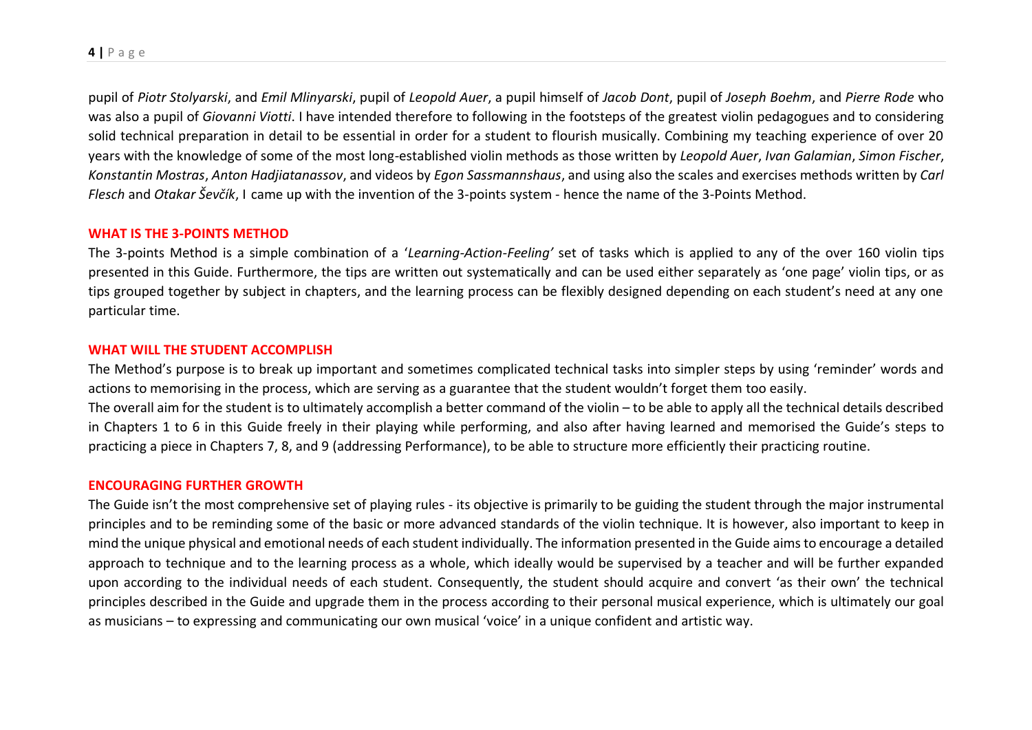pupil of *Piotr Stolyarski*, and *Emil Mlinyarski*, pupil of *Leopold Auer*, a pupil himself of *Jacob Dont*, pupil of *Joseph Boehm*, and *Pierre Rode* who was also a pupil of *Giovanni Viotti*. I have intended therefore to following in the footsteps of the greatest violin pedagogues and to considering solid technical preparation in detail to be essential in order for a student to flourish musically. Combining my teaching experience of over 20 years with the knowledge of some of the most long-established violin methods as those written by *Leopold Auer*, *Ivan Galamian*, *Simon Fischer*, *Konstantin Mostras*, *Anton Hadjiatanassov*, and videos by *Egon Sassmannshaus*, and using also the scales and exercises methods written by *Carl Flesch* and *Otakar Ševčík*, I came up with the invention of the 3-points system - hence the name of the 3-Points Method.

**WHAT IS THE 3-POINTS METHOD**

The 3-points Method is a simple combination of a '*Learning-Action-Feeling'* set of tasks which is applied to any of the over 160 violin tips presented in this Guide. Furthermore, the tips are written out systematically and can be used either separately as 'one page' violin tips, or as tips grouped together by subject in chapters, and the learning process can be flexibly designed depending on each student's need at any one particular time.

**WHAT WILL THE STUDENT ACCOMPLISH**

The Method's purpose is to break up important and sometimes complicated technical tasks into simpler steps by using 'reminder' words and actions to memorising in the process, which are serving as a guarantee that the student wouldn't forget them too easily.

The overall aim for the student is to ultimately accomplish a better command of the violin – to be able to apply all the technical details described in Chapters 1 to 6 in this Guide freely in their playing while performing, and also after having learned and memorised the Guide's steps to practicing a piece in Chapters 7, 8, and 9 (addressing Performance), to be able to structure more efficiently their practicing routine.

**ENCOURAGING FURTHER GROWTH**

The Guide isn't the most comprehensive set of playing rules - its objective is primarily to be guiding the student through the major instrumental principles and to be reminding some of the basic or more advanced standards of the violin technique. It is however, also important to keep in mind the unique physical and emotional needs of each student individually. The information presented in the Guide aims to encourage a detailed approach to technique and to the learning process as a whole, which ideally would be supervised by a teacher and will be further expanded upon according to the individual needs of each student. Consequently, the student should acquire and convert 'as their own' the technical principles described in the Guide and upgrade them in the process according to their personal musical experience, which is ultimately our goal as musicians – to expressing and communicating our own musical 'voice' in a unique confident and artistic way.